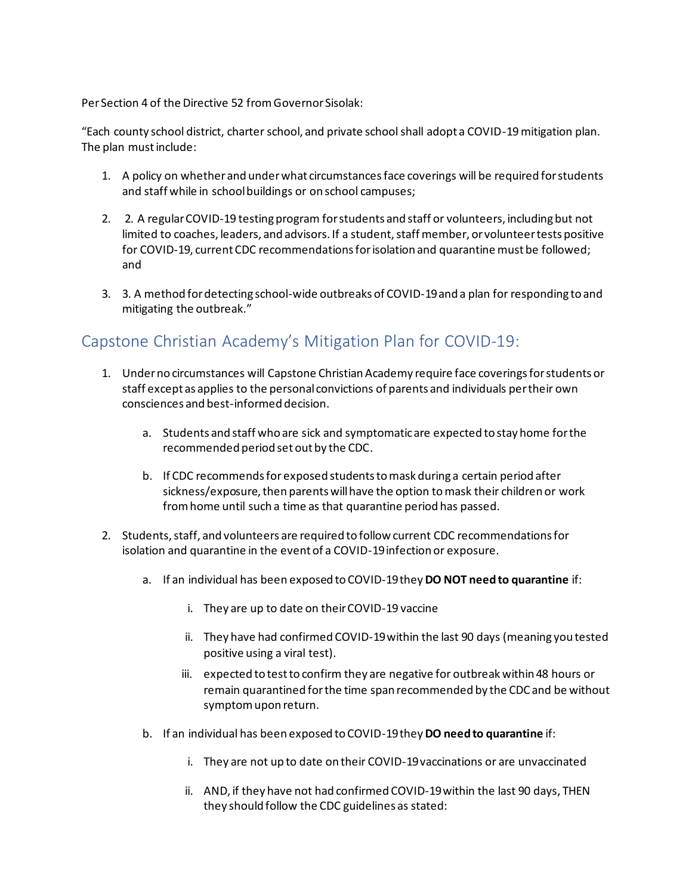Per Section 4 of the Directive 52 from Governor Sisolak:

"Each county school district, charter school, and private school shall adopt a COVID-19 mitigation plan. The plan must include:

1. A policy on whether and under what circumstances face coverings will be required for students and staff while in school buildings or on school campuses;

2. 2. A regular COVID-19 testing program for students and staff or volunteers, including but not limited to coaches, leaders, and advisors. If a student, staff member, or volunteer tests positive for COVID-19, current CDC recommendations for isolation and quarantine must be followed; and

3. 3. A method for detecting school-wide outbreaks of COVID-19 and a plan for responding to and mitigating the outbreak."

## Capstone Christian Academy's Mitigation Plan for COVID-19:

1. Under no circumstances will Capstone Christian Academy require face coverings for students or staff except as applies to the personal convictions of parents and individuals per their own consciences and best-informed decision.

    a. Students and staff who are sick and symptomatic are expected to stay home for the recommended period set out by the CDC.

    b. If CDC recommends for exposed students to mask during a certain period after sickness/exposure, then parents will have the option to mask their children or work from home until such a time as that quarantine period has passed.

2. Students, staff, and volunteers are required to follow current CDC recommendations for isolation and quarantine in the event of a COVID-19 infection or exposure.

    a. If an individual has been exposed to COVID-19 they **DO NOT need to quarantine** if:

        i. They are up to date on their COVID-19 vaccine

        ii. They have had confirmed COVID-19 within the last 90 days (meaning you tested positive using a viral test).

        iii. expected to test to confirm they are negative for outbreak within 48 hours or remain quarantined for the time span recommended by the CDC and be without symptom upon return.

    b. If an individual has been exposed to COVID-19 they **DO need to quarantine** if:

        i. They are not up to date on their COVID-19 vaccinations or are unvaccinated

        ii. AND, if they have not had confirmed COVID-19 within the last 90 days, THEN they should follow the CDC guidelines as stated: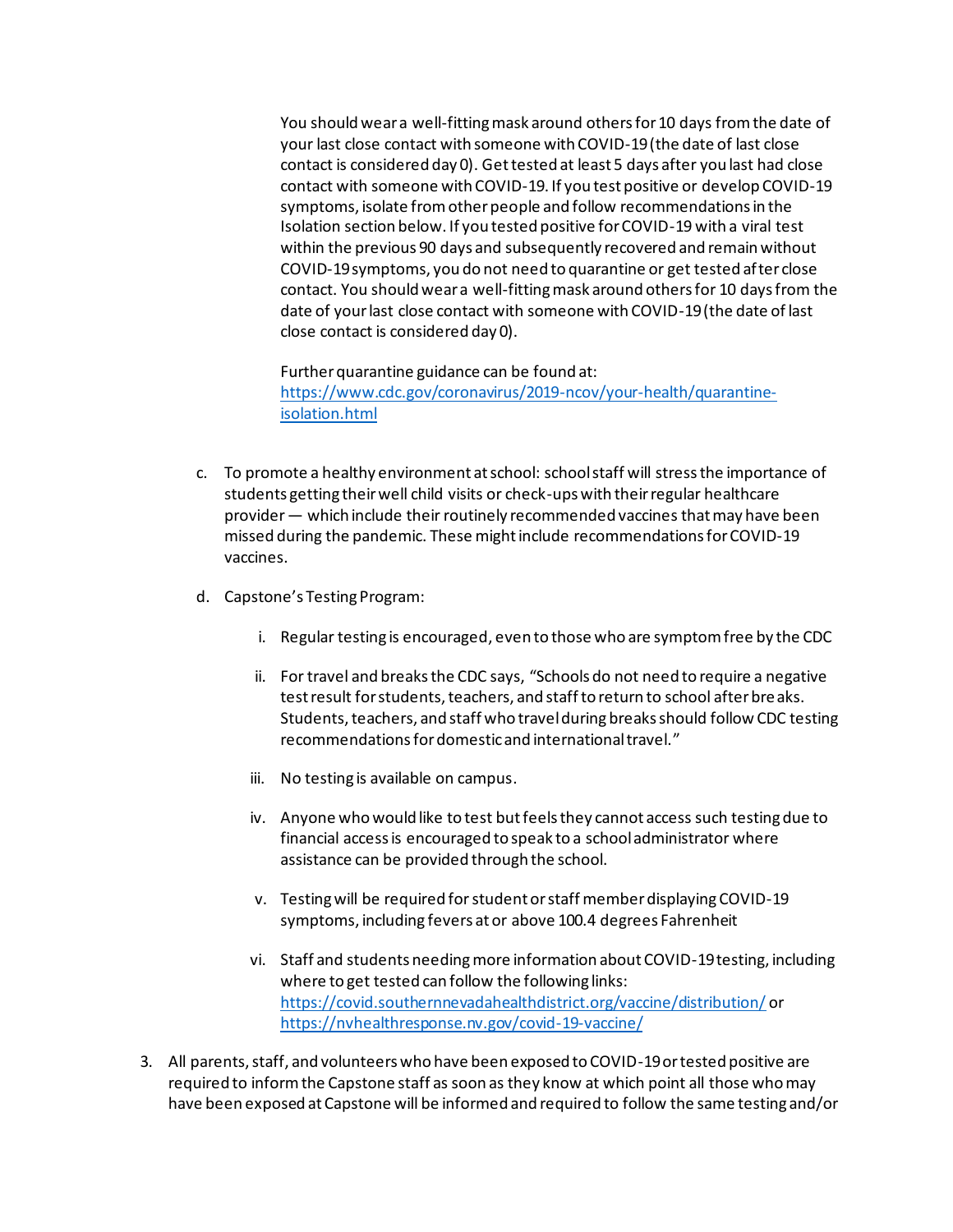You should wear a well-fitting mask around others for 10 days from the date of your last close contact with someone with COVID-19 (the date of last close contact is considered day 0). Get tested at least 5 days after you last had close contact with someone with COVID-19. If you test positive or develop COVID-19 symptoms, isolate from other people and follow recommendations in the Isolation section below. If you tested positive for COVID-19 with a viral test within the previous 90 days and subsequently recovered and remain without COVID-19 symptoms, you do not need to quarantine or get tested after close contact. You should wear a well-fitting mask around others for 10 days from the date of your last close contact with someone with COVID-19 (the date of last close contact is considered day 0).

Further quarantine guidance can be found at: [https://www.cdc.gov/coronavirus/2019-ncov/your-health/quarantine-isolation.html](https://www.cdc.gov/coronavirus/2019-ncov/your-health/quarantine-isolation.html)

c. To promote a healthy environment at school: school staff will stress the importance of students getting their well child visits or check-ups with their regular healthcare provider — which include their routinely recommended vaccines that may have been missed during the pandemic. These might include recommendations for COVID-19 vaccines.

d. Capstone's Testing Program:

   i. Regular testing is encouraged, even to those who are symptom free by the CDC

   ii. For travel and breaks the CDC says, "Schools do not need to require a negative test result for students, teachers, and staff to return to school after breaks. Students, teachers, and staff who travel during breaks should follow CDC testing recommendations for domestic and international travel."

   iii. No testing is available on campus.

   iv. Anyone who would like to test but feels they cannot access such testing due to financial access is encouraged to speak to a school administrator where assistance can be provided through the school.

   v. Testing will be required for student or staff member displaying COVID-19 symptoms, including fevers at or above 100.4 degrees Fahrenheit

   vi. Staff and students needing more information about COVID-19 testing, including where to get tested can follow the following links: [https://covid.southernnevadahealthdistrict.org/vaccine/distribution/](https://covid.southernnevadahealthdistrict.org/vaccine/distribution/) or [https://nvhealthresponse.nv.gov/covid-19-vaccine/](https://nvhealthresponse.nv.gov/covid-19-vaccine/)

3. All parents, staff, and volunteers who have been exposed to COVID-19 or tested positive are required to inform the Capstone staff as soon as they know at which point all those who may have been exposed at Capstone will be informed and required to follow the same testing and/or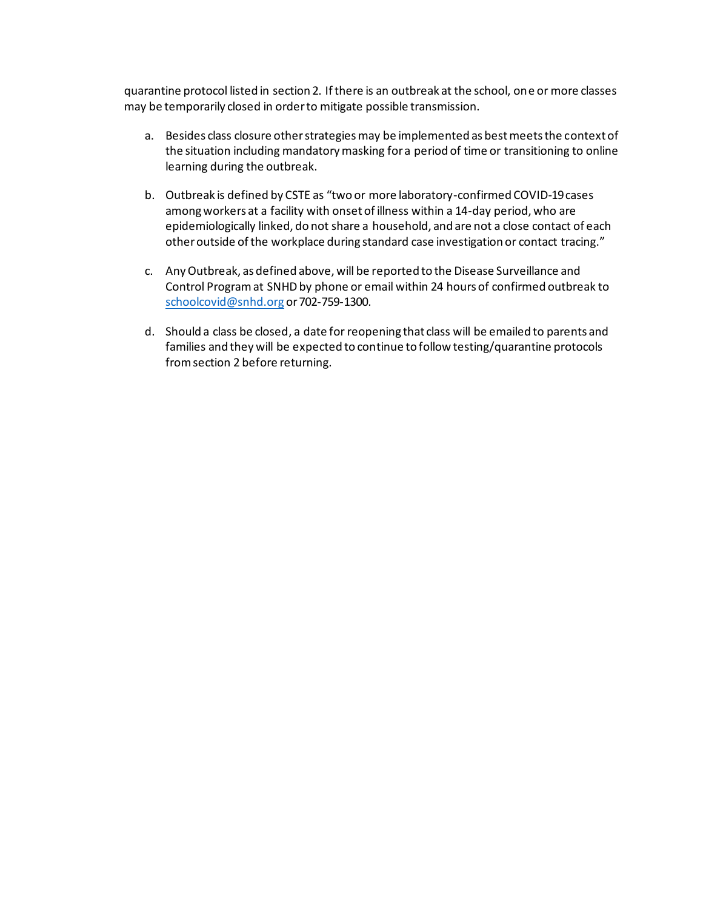quarantine protocol listed in section 2. If there is an outbreak at the school, one or more classes may be temporarily closed in order to mitigate possible transmission.

a. Besides class closure other strategies may be implemented as best meets the context of the situation including mandatory masking for a period of time or transitioning to online learning during the outbreak.

b. Outbreak is defined by CSTE as "two or more laboratory-confirmed COVID-19 cases among workers at a facility with onset of illness within a 14-day period, who are epidemiologically linked, do not share a household, and are not a close contact of each other outside of the workplace during standard case investigation or contact tracing."

c. Any Outbreak, as defined above, will be reported to the Disease Surveillance and Control Program at SNHD by phone or email within 24 hours of confirmed outbreak to schoolcovid@snhd.org or 702-759-1300.

d. Should a class be closed, a date for reopening that class will be emailed to parents and families and they will be expected to continue to follow testing/quarantine protocols from section 2 before returning.